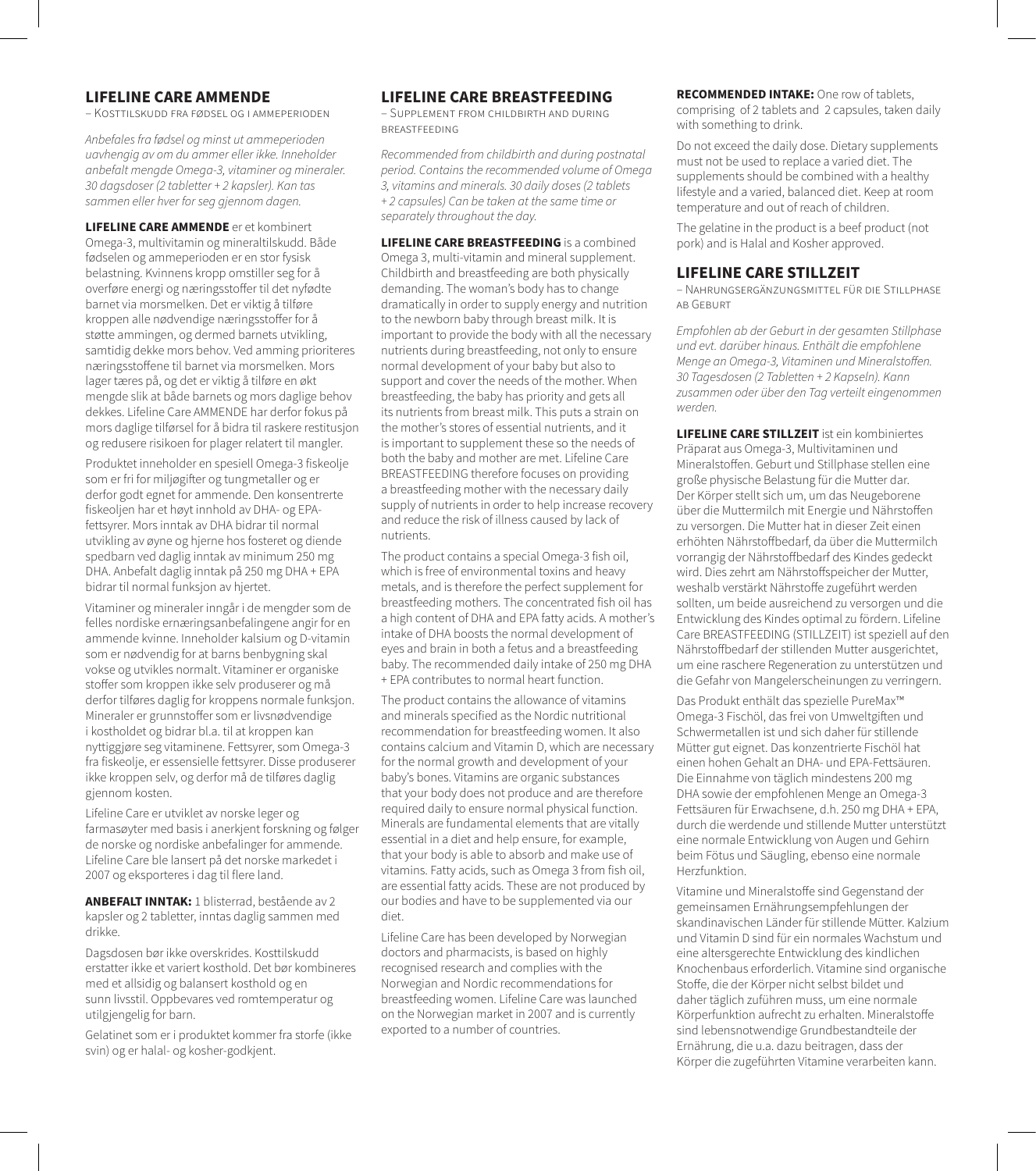## LIFELINE CARE AMMENDE

– Kosttilskudd fra fødsel og i ammeperioden

*Anbefales fra fødsel og minst ut ammeperioden uavhengig av om du ammer eller ikke. Inneholder anbefalt mengde Omega-3, vitaminer og mineraler. 30 dagsdoser (2 tabletter + 2 kapsler). Kan tas sammen eller hver for seg gjennom dagen.*

**LIFELINE CARE AMMENDE** er et kombinert Omega-3, multivitamin og mineraltilskudd. Både fødselen og ammeperioden er en stor fysisk belastning. Kvinnens kropp omstiller seg for å overføre energi og næringsstoffer til det nyfødte barnet via morsmelken. Det er viktig å tilføre kroppen alle nødvendige næringsstoffer for å støtte ammingen, og dermed barnets utvikling, samtidig dekke mors behov. Ved amming prioriteres næringsstoffene til barnet via morsmelken. Mors lager tæres på, og det er viktig å tilføre en økt mengde slik at både barnets og mors daglige behov dekkes. Lifeline Care AMMENDE har derfor fokus på mors daglige tilførsel for å bidra til raskere restitusjon og redusere risikoen for plager relatert til mangler.

Produktet inneholder en spesiell Omega-3 fiskeolje som er fri for miljøgifter og tungmetaller og er derfor godt egnet for ammende. Den konsentrerte fiskeoljen har et høyt innhold av DHA- og EPA-fettsyrer. Mors inntak av DHA bidrar til normal utvikling av øyne og hjerne hos fosteret og diende spedbarn ved daglig inntak av minimum 250 mg DHA. Anbefalt daglig inntak på 250 mg DHA + EPA bidrar til normal funksjon av hjertet.

Vitaminer og mineraler inngår i de mengder som de felles nordiske ernæringsanbefalingene angir for en ammende kvinne. Inneholder kalsium og D-vitamin som er nødvendig for at barns benbygning skal vokse og utvikles normalt. Vitaminer er organiske stoffer som kroppen ikke selv produserer og må derfor tilføres daglig for kroppens normale funksjon. Mineraler er grunnstoffer som er livsnødvendige i kostholdet og bidrar bl.a. til at kroppen kan nyttiggjøre seg vitaminene. Fettsyrer, som Omega-3 fra fiskeolje, er essensielle fettsyrer. Disse produserer ikke kroppen selv, og derfor må de tilføres daglig gjennom kosten.

Lifeline Care er utviklet av norske leger og farmasøyter med basis i anerkjent forskning og følger de norske og nordiske anbefalinger for ammende. Lifeline Care ble lansert på det norske markedet i 2007 og eksporteres i dag til flere land.

**ANBEFALT INNTAK:** 1 blisterrad, bestående av 2 kapsler og 2 tabletter, inntas daglig sammen med drikke.

Dagsdosen bør ikke overskrides. Kosttilskudd erstatter ikke et variert kosthold. Det bør kombineres med et allsidig og balansert kosthold og en sunn livsstil. Oppbevares ved romtemperatur og utilgjengelig for barn.

Gelatinet som er i produktet kommer fra storfe (ikke svin) og er halal- og kosher-godkjent.

## LIFELINE CARE BREASTFEEDING

– Supplement from childbirth and during breastfeeding

*Recommended from childbirth and during postnatal period. Contains the recommended volume of Omega 3, vitamins and minerals. 30 daily doses (2 tablets + 2 capsules) Can be taken at the same time or separately throughout the day.*

**LIFELINE CARE BREASTFEEDING** is a combined Omega 3, multi-vitamin and mineral supplement. Childbirth and breastfeeding are both physically demanding. The woman's body has to change dramatically in order to supply energy and nutrition to the newborn baby through breast milk. It is important to provide the body with all the necessary nutrients during breastfeeding, not only to ensure normal development of your baby but also to support and cover the needs of the mother. When breastfeeding, the baby has priority and gets all its nutrients from breast milk. This puts a strain on the mother's stores of essential nutrients, and it is important to supplement these so the needs of both the baby and mother are met. Lifeline Care BREASTFEEDING therefore focuses on providing a breastfeeding mother with the necessary daily supply of nutrients in order to help increase recovery and reduce the risk of illness caused by lack of nutrients.

The product contains a special Omega-3 fish oil, which is free of environmental toxins and heavy metals, and is therefore the perfect supplement for breastfeeding mothers. The concentrated fish oil has a high content of DHA and EPA fatty acids. A mother's intake of DHA boosts the normal development of eyes and brain in both a fetus and a breastfeeding baby. The recommended daily intake of 250 mg DHA + EPA contributes to normal heart function.

The product contains the allowance of vitamins and minerals specified as the Nordic nutritional recommendation for breastfeeding women. It also contains calcium and Vitamin D, which are necessary for the normal growth and development of your baby's bones. Vitamins are organic substances that your body does not produce and are therefore required daily to ensure normal physical function. Minerals are fundamental elements that are vitally essential in a diet and help ensure, for example, that your body is able to absorb and make use of vitamins. Fatty acids, such as Omega 3 from fish oil, are essential fatty acids. These are not produced by our bodies and have to be supplemented via our diet.

Lifeline Care has been developed by Norwegian doctors and pharmacists, is based on highly recognised research and complies with the Norwegian and Nordic recommendations for breastfeeding women. Lifeline Care was launched on the Norwegian market in 2007 and is currently exported to a number of countries.

**RECOMMENDED INTAKE:** One row of tablets, comprising of 2 tablets and 2 capsules, taken daily with something to drink.

Do not exceed the daily dose. Dietary supplements must not be used to replace a varied diet. The supplements should be combined with a healthy lifestyle and a varied, balanced diet. Keep at room temperature and out of reach of children.

The gelatine in the product is a beef product (not pork) and is Halal and Kosher approved.

## LIFELINE CARE STILLZEIT

– Nahrungsergänzungsmittel für die Stillphase ab Geburt

*Empfohlen ab der Geburt in der gesamten Stillphase und evt. darüber hinaus. Enthält die empfohlene Menge an Omega-3, Vitaminen und Mineralstoffen. 30 Tagesdosen (2 Tabletten + 2 Kapseln). Kann zusammen oder über den Tag verteilt eingenommen werden.*

**LIFELINE CARE STILLZEIT** ist ein kombiniertes Präparat aus Omega-3, Multivitaminen und Mineralstoffen. Geburt und Stillphase stellen eine große physische Belastung für die Mutter dar. Der Körper stellt sich um, um das Neugeborene über die Muttermilch mit Energie und Nährstoffen zu versorgen. Die Mutter hat in dieser Zeit einen erhöhten Nährstoffbedarf, da über die Muttermilch vorrangig der Nährstoffbedarf des Kindes gedeckt wird. Dies zehrt am Nährstoffspeicher der Mutter, weshalb verstärkt Nährstoffe zugeführt werden sollten, um beide ausreichend zu versorgen und die Entwicklung des Kindes optimal zu fördern. Lifeline Care BREASTFEEDING (STILLZEIT) ist speziell auf den Nährstoffbedarf der stillenden Mutter ausgerichtet, um eine raschere Regeneration zu unterstützen und die Gefahr von Mangelerscheinungen zu verringern.

Das Produkt enthält das spezielle PureMax™ Omega-3 Fischöl, das frei von Umweltgiften und Schwermetallen ist und sich daher für stillende Mütter gut eignet. Das konzentrierte Fischöl hat einen hohen Gehalt an DHA- und EPA-Fettsäuren. Die Einnahme von täglich mindestens 200 mg DHA sowie der empfohlenen Menge an Omega-3 Fettsäuren für Erwachsene, d.h. 250 mg DHA + EPA, durch die werdende und stillende Mutter unterstützt eine normale Entwicklung von Augen und Gehirn beim Fötus und Säugling, ebenso eine normale Herzfunktion.

Vitamine und Mineralstoffe sind Gegenstand der gemeinsamen Ernährungsempfehlungen der skandinavischen Länder für stillende Mütter. Kalzium und Vitamin D sind für ein normales Wachstum und eine altersgerechte Entwicklung des kindlichen Knochenbaus erforderlich. Vitamine sind organische Stoffe, die der Körper nicht selbst bildet und daher täglich zuführen muss, um eine normale Körperfunktion aufrecht zu erhalten. Mineralstoffe sind lebensnotwendige Grundbestandteile der Ernährung, die u.a. dazu beitragen, dass der Körper die zugeführten Vitamine verarbeiten kann.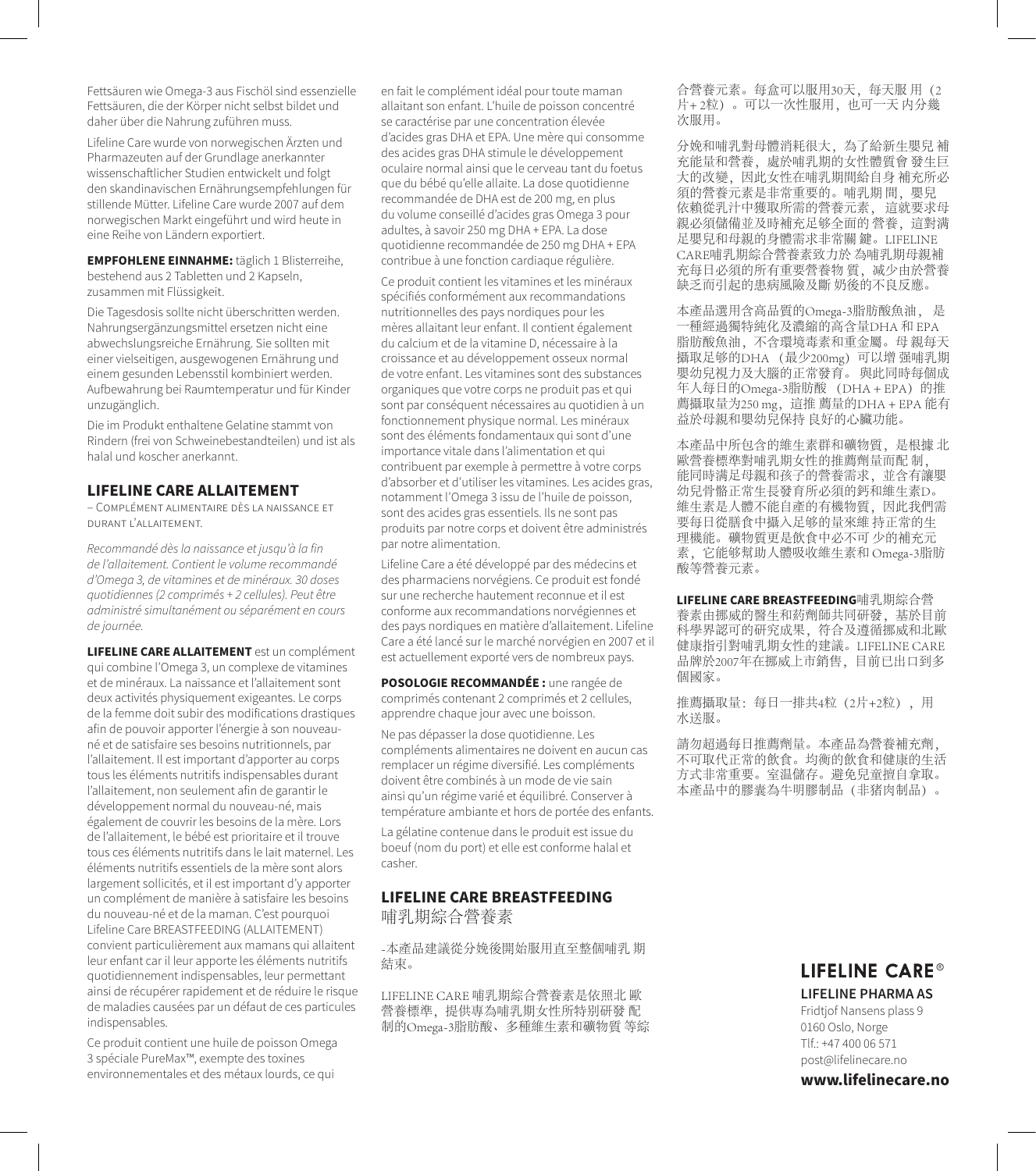Fettsäuren wie Omega-3 aus Fischöl sind essenzielle Fettsäuren, die der Körper nicht selbst bildet und daher über die Nahrung zuführen muss.

Lifeline Care wurde von norwegischen Ärzten und Pharmazeuten auf der Grundlage anerkannter wissenschaftlicher Studien entwickelt und folgt den skandinavischen Ernährungsempfehlungen für stillende Mütter. Lifeline Care wurde 2007 auf dem norwegischen Markt eingeführt und wird heute in eine Reihe von Ländern exportiert.

**EMPFOHLENE EINNAHME:** täglich 1 Blisterreihe, bestehend aus 2 Tabletten und 2 Kapseln, zusammen mit Flüssigkeit.

Die Tagesdosis sollte nicht überschritten werden. Nahrungsergänzungsmittel ersetzen nicht eine abwechslungsreiche Ernährung. Sie sollten mit einer vielseitigen, ausgewogenen Ernährung und einem gesunden Lebensstil kombiniert werden. Aufbewahrung bei Raumtemperatur und für Kinder unzugänglich.

Die im Produkt enthaltene Gelatine stammt von Rindern (frei von Schweinebestandteilen) und ist als halal und koscher anerkannt.

## LIFELINE CARE ALLAITEMENT

– Complément alimentaire dès la naissance et durant l'allaitement.

*Recommandé dès la naissance et jusqu'à la fin de l'allaitement. Contient le volume recommandé d'Omega 3, de vitamines et de minéraux. 30 doses quotidiennes (2 comprimés + 2 cellules). Peut être administré simultanément ou séparément en cours de journée.*

**LIFELINE CARE ALLAITEMENT** est un complément qui combine l'Omega 3, un complexe de vitamines et de minéraux. La naissance et l'allaitement sont deux activités physiquement exigeantes. Le corps de la femme doit subir des modifications drastiques afin de pouvoir apporter l'énergie à son nouveau-né et de satisfaire ses besoins nutritionnels, par l'allaitement. Il est important d'apporter au corps tous les éléments nutritifs indispensables durant l'allaitement, non seulement afin de garantir le développement normal du nouveau-né, mais également de couvrir les besoins de la mère. Lors de l'allaitement, le bébé est prioritaire et il trouve tous ces éléments nutritifs dans le lait maternel. Les éléments nutritifs essentiels de la mère sont alors largement sollicités, et il est important d'y apporter un complément de manière à satisfaire les besoins du nouveau-né et de la maman. C'est pourquoi Lifeline Care BREASTFEEDING (ALLAITEMENT) convient particulièrement aux mamans qui allaitent leur enfant car il leur apporte les éléments nutritifs quotidiennement indispensables, leur permettant ainsi de récupérer rapidement et de réduire le risque de maladies causées par un défaut de ces particules indispensables.

Ce produit contient une huile de poisson Omega 3 spéciale PureMax™, exempte des toxines environnementales et des métaux lourds, ce qui en fait le complément idéal pour toute maman allaitant son enfant. L'huile de poisson concentré se caractérise par une concentration élevée d'acides gras DHA et EPA. Une mère qui consomme des acides gras DHA stimule le développement oculaire normal ainsi que le cerveau tant du foetus que du bébé qu'elle allaite. La dose quotidienne recommandée de DHA est de 200 mg, en plus du volume conseillé d'acides gras Omega 3 pour adultes, à savoir 250 mg DHA + EPA. La dose quotidienne recommandée de 250 mg DHA + EPA contribue à une fonction cardiaque régulière.

Ce produit contient les vitamines et les minéraux spécifiés conformément aux recommandations nutritionnelles des pays nordiques pour les mères allaitant leur enfant. Il contient également du calcium et de la vitamine D, nécessaire à la croissance et au développement osseux normal de votre enfant. Les vitamines sont des substances organiques que votre corps ne produit pas et qui sont par conséquent nécessaires au quotidien à un fonctionnement physique normal. Les minéraux sont des éléments fondamentaux qui sont d'une importance vitale dans l'alimentation et qui contribuent par exemple à permettre à votre corps d'absorber et d'utiliser les vitamines. Les acides gras, notamment l'Omega 3 issu de l'huile de poisson, sont des acides gras essentiels. Ils ne sont pas produits par notre corps et doivent être administrés par notre alimentation.

Lifeline Care a été développé par des médecins et des pharmaciens norvégiens. Ce produit est fondé sur une recherche hautement reconnue et il est conforme aux recommandations norvégiennes et des pays nordiques en matière d'allaitement. Lifeline Care a été lancé sur le marché norvégien en 2007 et il est actuellement exporté vers de nombreux pays.

**POSOLOGIE RECOMMANDÉE :** une rangée de comprimés contenant 2 comprimés et 2 cellules, apprendre chaque jour avec une boisson.

Ne pas dépasser la dose quotidienne. Les compléments alimentaires ne doivent en aucun cas remplacer un régime diversifié. Les compléments doivent être combinés à un mode de vie sain ainsi qu'un régime varié et équilibré. Conserver à température ambiante et hors de portée des enfants.

La gélatine contenue dans le produit est issue du boeuf (nom du port) et elle est conforme halal et casher.

## LIFELINE CARE BREASTFEEDING
哺乳期綜合營養素

-本產品建議從分娩後開始服用直至整個哺乳 期結束。

LIFELINE CARE 哺乳期綜合營養素是依照北 歐營養標準，提供專為哺乳期女性所特別研發 配制的Omega-3脂肪酸、多種維生素和礦物質 等綜合營養元素。每盒可以服用30天，每天服 用（2片+ 2粒）。可以一次性服用，也可一天 內分幾次服用。

分娩和哺乳對母體消耗很大，為了給新生嬰兒 補充能量和營養，處於哺乳期的女性體質會 發生巨大的改變，因此女性在哺乳期間給自身 補充所必須的營養元素是非常重要的。哺乳期 間，嬰兒依賴從乳汁中獲取所需的營養元素， 這就要求母親必須儲備並及時補充足够全面的 營養，這對滿足嬰兒和母親的身體需求非常關 鍵。LIFELINE CARE哺乳期綜合營養素致力於 為哺乳期母親補充每日必須的所有重要營養物 質，減少由於營養缺乏而引起的患病風險及斷 奶後的不良反應。

本產品選用含高品質的Omega-3脂肪酸魚油， 是一種經過獨特純化及濃縮的高含量DHA 和 EPA脂肪酸魚油，不含環境毒素和重金屬。母 親每天攝取足够的DHA （最少200mg）可以增 強哺乳期嬰幼兒視力及大腦的正常發育。 與此同時每個成年人每日的Omega-3脂肪酸 （DHA + EPA）的推薦攝取量为250 mg，這推 薦量的DHA + EPA 能有益於母親和嬰幼兒保持 良好的心臟功能。

本產品中所包含的維生素群和礦物質，是根據 北歐營養標準對哺乳期女性的推薦劑量而配 制，能同時滿足母親和孩子的營養需求，並含有讓嬰幼兒骨骼正常生長發育所必須的鈣和維生素D。維生素是人體不能自產的有機物質，因此我們需要每日從膳食中攝入足够的量來維 持正常的生理機能。礦物質更是飲食中必不可 少的補充元素，它能够幫助人體吸收維生素和 Omega-3脂肪酸等營養元素。

**LIFELINE CARE BREASTFEEDING**哺乳期綜合營養素由挪威的醫生和葯劑師共同研發，基於目前科學界認可的研究成果，符合及遵循挪威和北歐健康指引對哺乳期女性的建議。LIFELINE CARE 品牌於2007年在挪威上市銷售，目前已出口到多個國家。

推薦攝取量：每日一排共4粒（2片+2粒），用水送服。

請勿超過每日推薦劑量。本產品為營養補充劑，不可取代正常的飲食。均衡的飲食和健康的生活方式非常重要。室溫儲存。避免兒童擅自拿取。本產品中的膠囊為牛明膠制品（非豬肉制品）。

LIFELINE CARE®

**LIFELINE PHARMA AS**
Fridtjof Nansens plass 9
0160 Oslo, Norge
Tlf.: +47 400 06 571
post@lifelinecare.no

**www.lifelinecare.no**